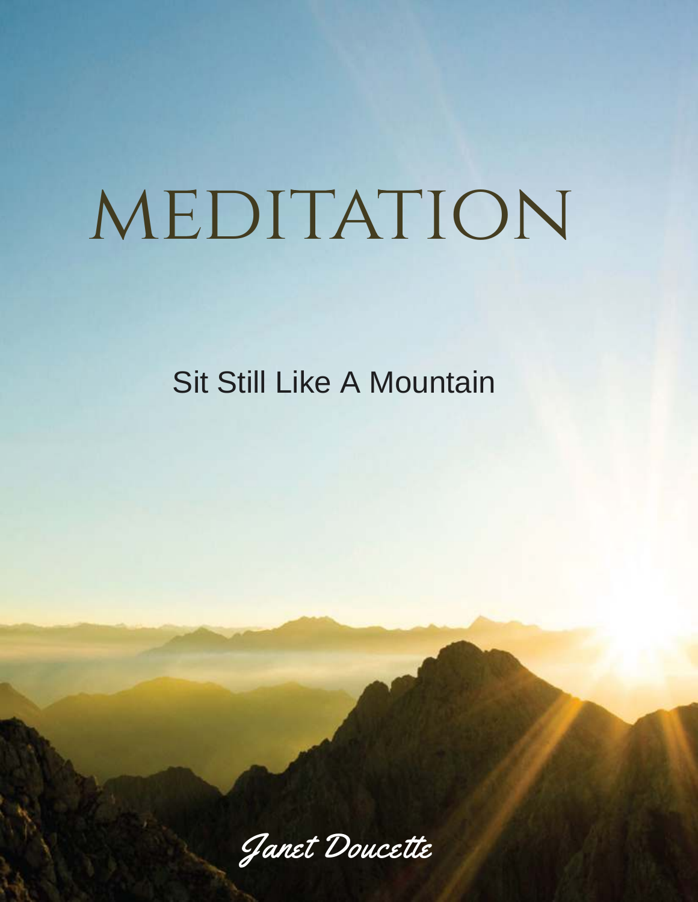# MEDITATION

## Sit Still Like A Mountain

*Janet Doucette*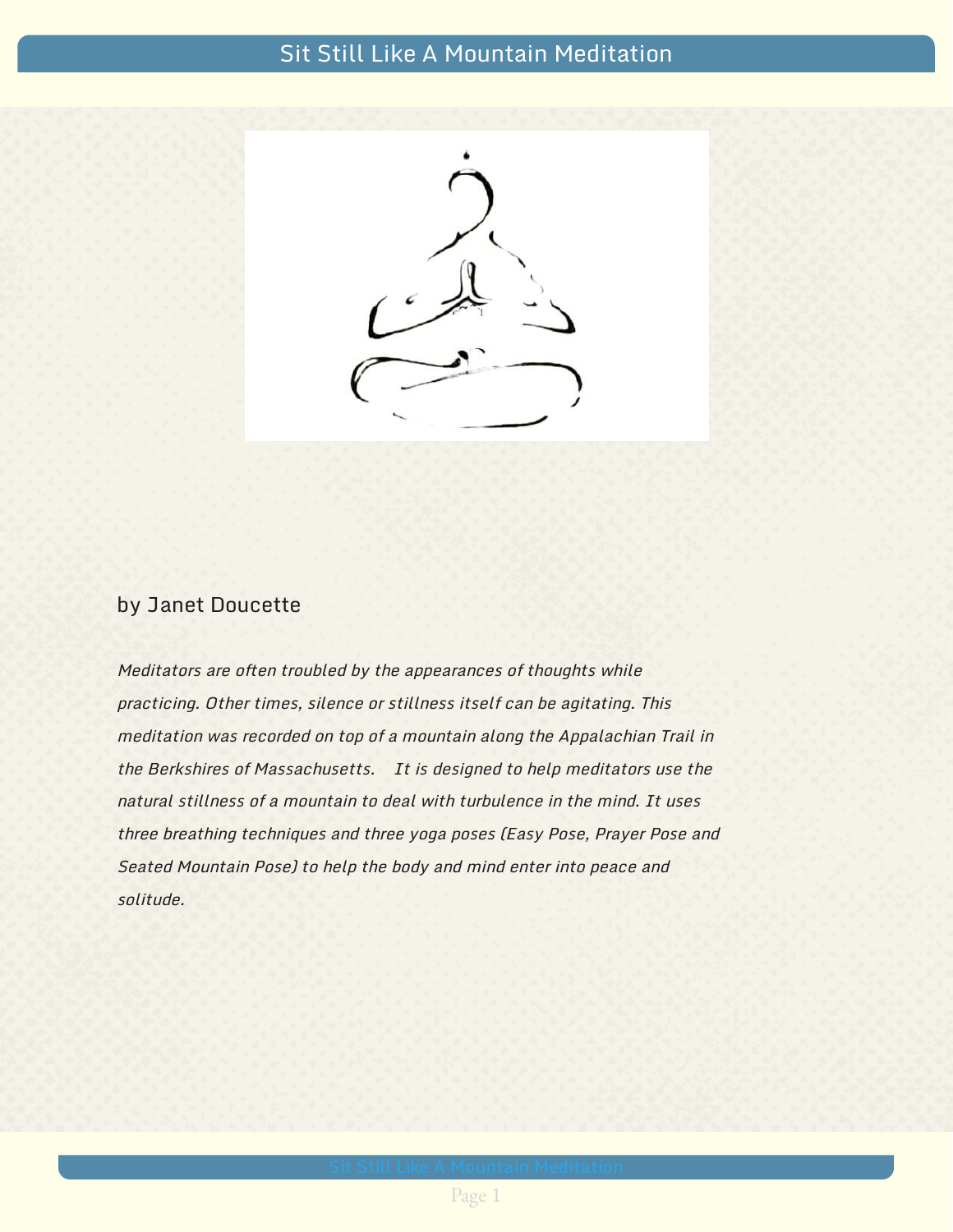# Sit Still Like A Mountain Meditation

by Janet Doucette

*Meditators are often troubled by the appearances of thoughts while practicing. Other times, silence or stillness itself can be agitating. This meditation was recorded on top of a mountain along the Appalachian Trail in the Berkshires of Massachusetts. It is designed to help meditators use the natural stillness of a mountain to deal with turbulence in the mind. It uses three breathing techniques and three yoga poses (Easy Pose, Prayer Pose and Seated Mountain Pose) to help the body and mind enter into peace and solitude.*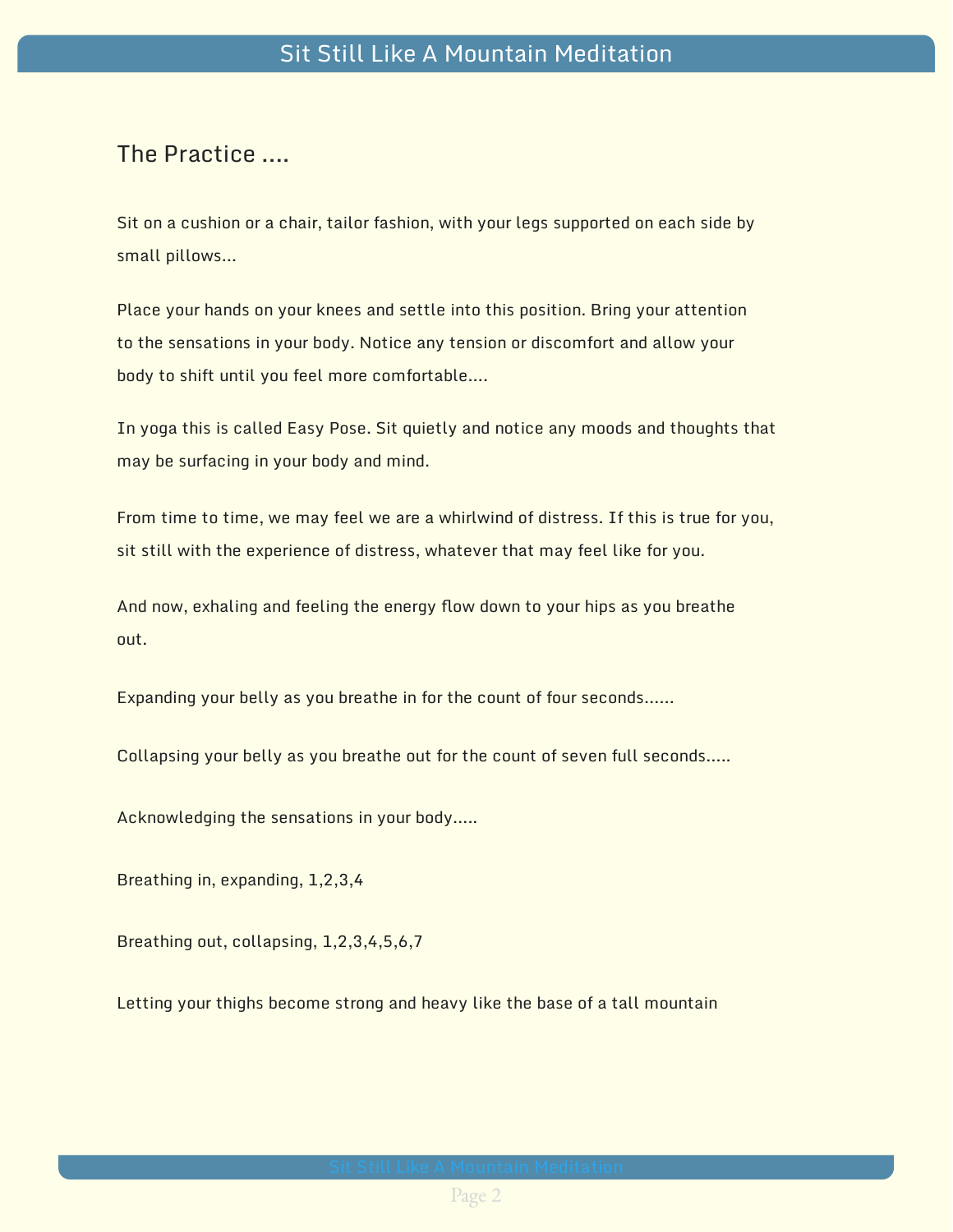## The Practice ....

Sit on a cushion or a chair, tailor fashion, with your legs supported on each side by small pillows...

Place your hands on your knees and settle into this position. Bring your attention to the sensations in your body. Notice any tension or discomfort and allow your body to shift until you feel more comfortable....

In yoga this is called Easy Pose. Sit quietly and notice any moods and thoughts that may be surfacing in your body and mind.

From time to time, we may feel we are a whirlwind of distress. If this is true for you, sit still with the experience of distress, whatever that may feel like for you.

And now, exhaling and feeling the energy flow down to your hips as you breathe out.

Expanding your belly as you breathe in for the count of four seconds......

Collapsing your belly as you breathe out for the count of seven full seconds.....

Acknowledging the sensations in your body.....

Breathing in, expanding, 1,2,3,4

Breathing out, collapsing, 1,2,3,4,5,6,7

Letting your thighs become strong and heavy like the base of a tall mountain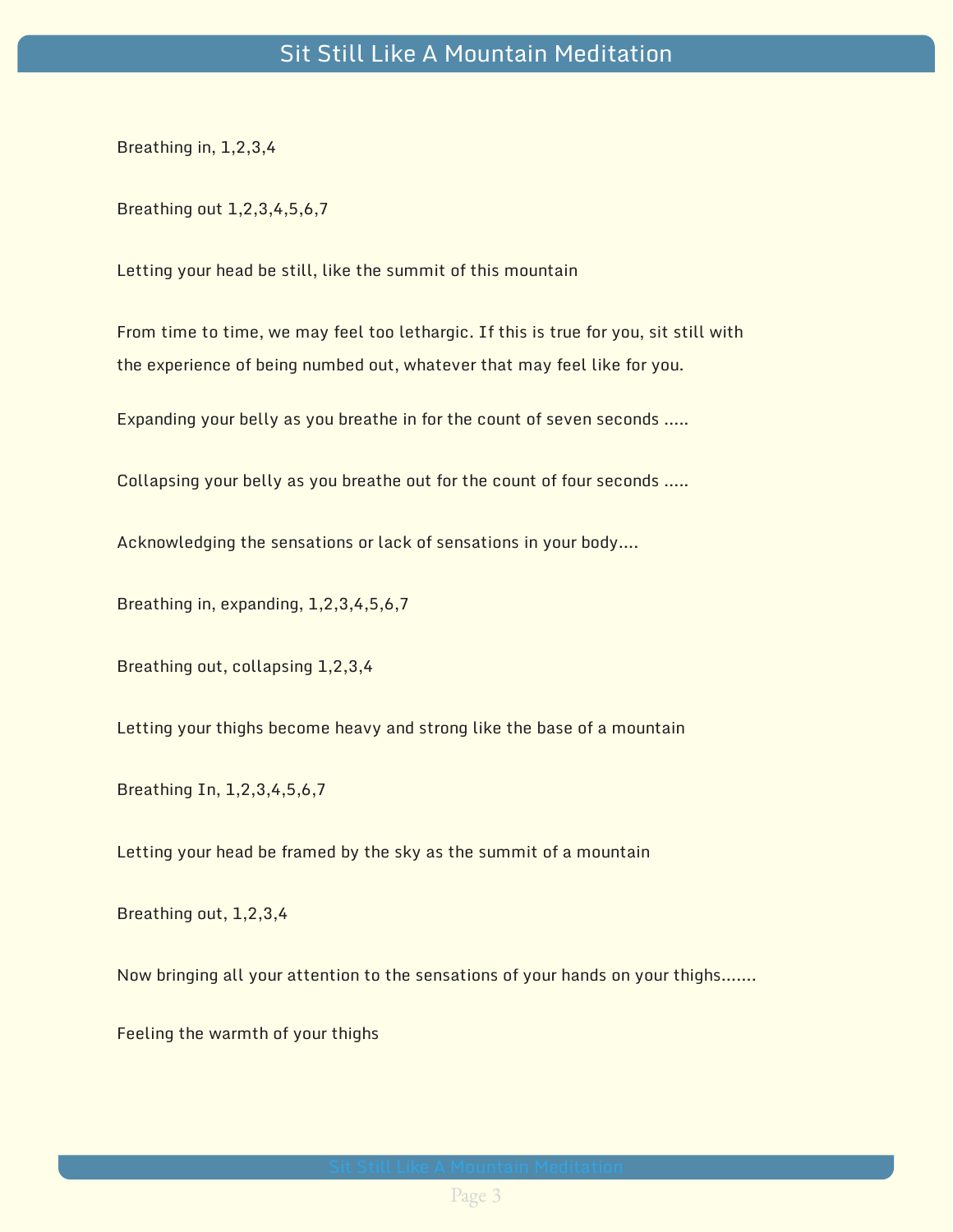Breathing in, 1,2,3,4

Breathing out 1,2,3,4,5,6,7

Letting your head be still, like the summit of this mountain

From time to time, we may feel too lethargic. If this is true for you, sit still with the experience of being numbed out, whatever that may feel like for you.

Expanding your belly as you breathe in for the count of seven seconds .....

Collapsing your belly as you breathe out for the count of four seconds .....

Acknowledging the sensations or lack of sensations in your body....

Breathing in, expanding, 1,2,3,4,5,6,7

Breathing out, collapsing 1,2,3,4

Letting your thighs become heavy and strong like the base of a mountain

Breathing In, 1,2,3,4,5,6,7

Letting your head be framed by the sky as the summit of a mountain

Breathing out, 1,2,3,4

Now bringing all your attention to the sensations of your hands on your thighs.......

Feeling the warmth of your thighs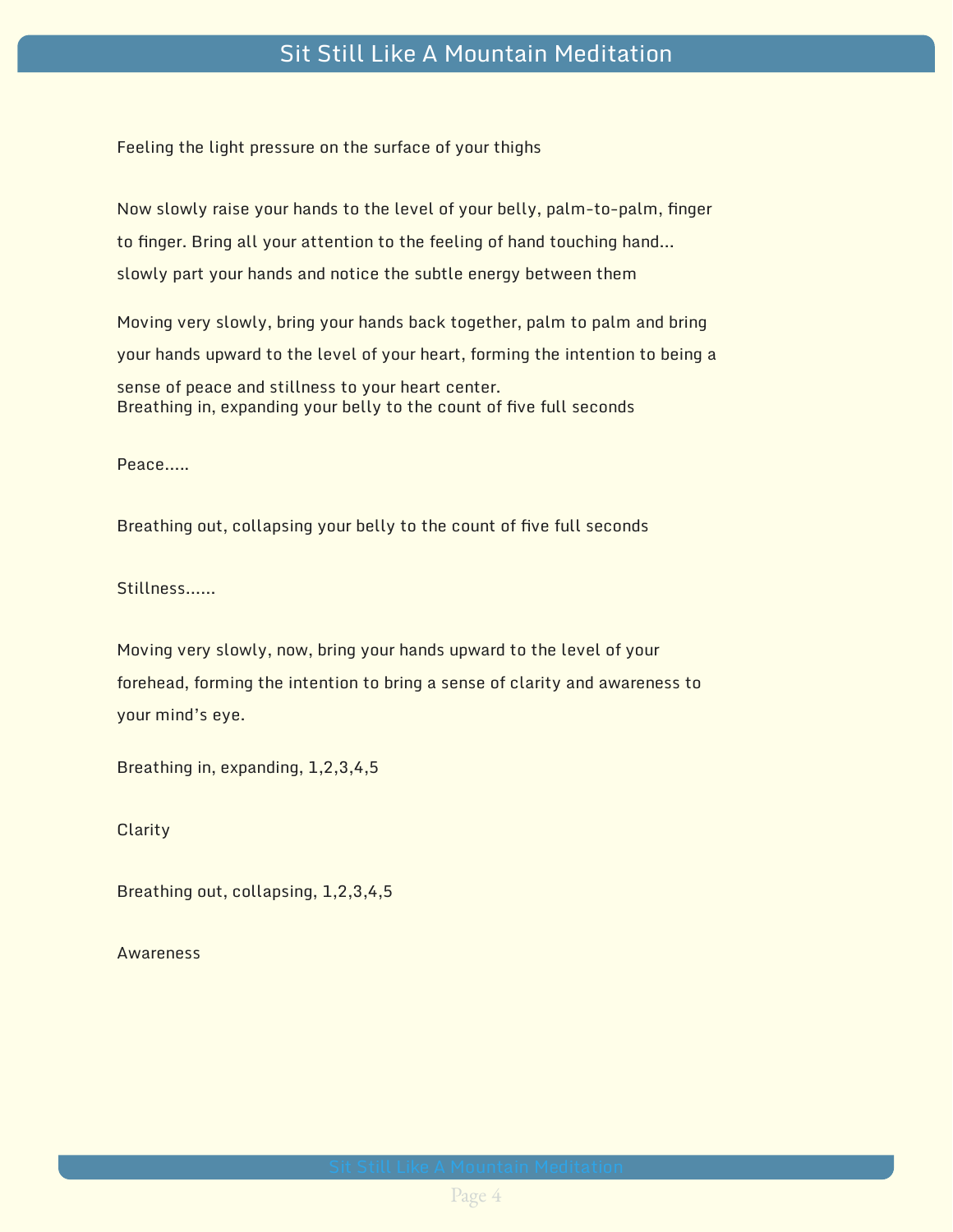Feeling the light pressure on the surface of your thighs

Now slowly raise your hands to the level of your belly, palm-to-palm, finger to finger. Bring all your attention to the feeling of hand touching hand… slowly part your hands and notice the subtle energy between them

Moving very slowly, bring your hands back together, palm to palm and bring your hands upward to the level of your heart, forming the intention to being a sense of peace and stillness to your heart center.
Breathing in, expanding your belly to the count of five full seconds

Peace…..

Breathing out, collapsing your belly to the count of five full seconds

Stillness……

Moving very slowly, now, bring your hands upward to the level of your forehead, forming the intention to bring a sense of clarity and awareness to your mind's eye.

Breathing in, expanding, 1,2,3,4,5

Clarity

Breathing out, collapsing, 1,2,3,4,5

Awareness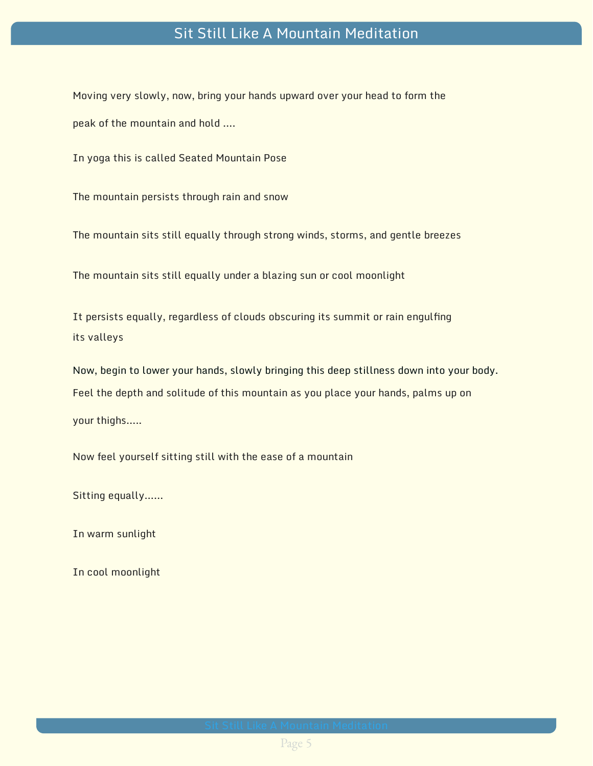Moving very slowly, now, bring your hands upward over your head to form the peak of the mountain and hold ....

In yoga this is called Seated Mountain Pose

The mountain persists through rain and snow

The mountain sits still equally through strong winds, storms, and gentle breezes

The mountain sits still equally under a blazing sun or cool moonlight

It persists equally, regardless of clouds obscuring its summit or rain engulfing its valleys

Now, begin to lower your hands, slowly bringing this deep stillness down into your body. Feel the depth and solitude of this mountain as you place your hands, palms up on your thighs.....

Now feel yourself sitting still with the ease of a mountain

Sitting equally......

In warm sunlight

In cool moonlight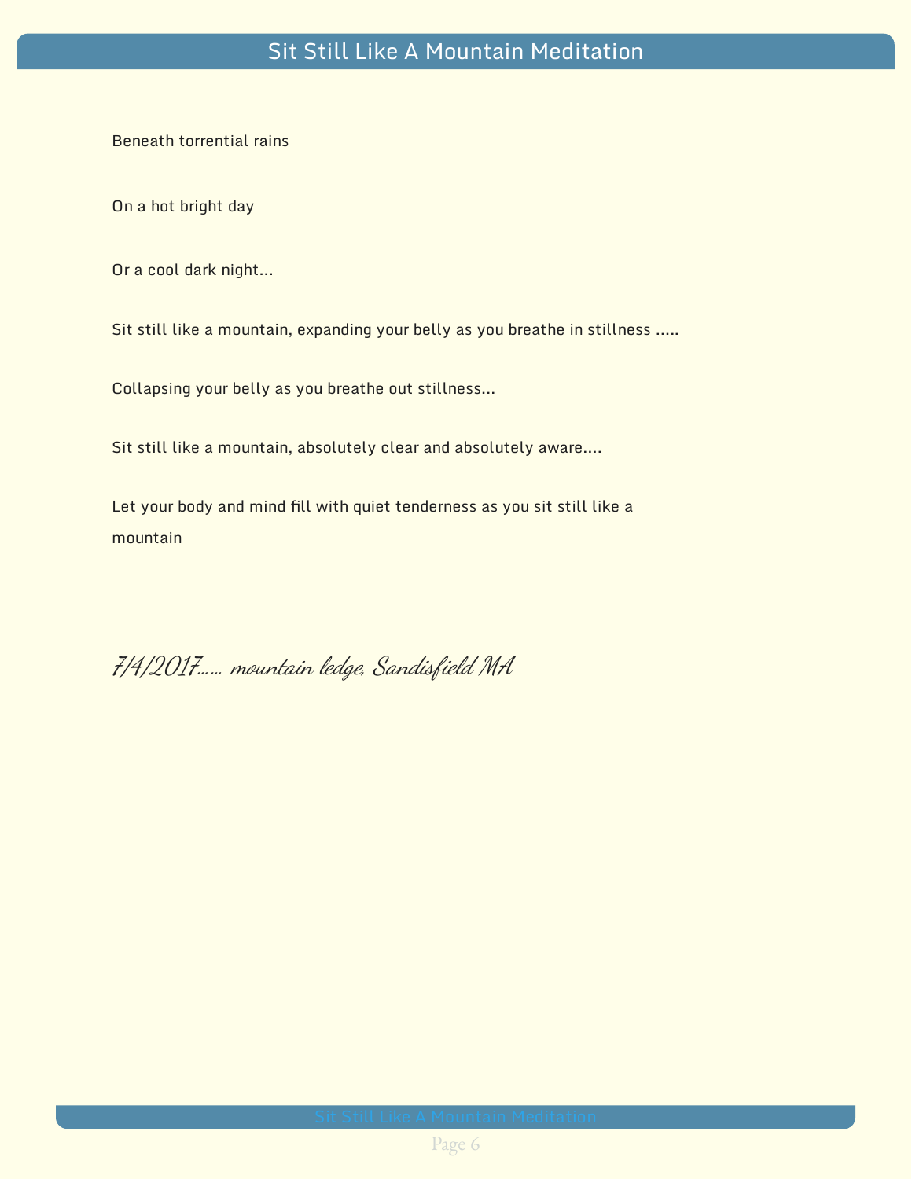# Sit Still Like A Mountain Meditation

Beneath torrential rains

On a hot bright day

Or a cool dark night…

Sit still like a mountain, expanding your belly as you breathe in stillness …..

Collapsing your belly as you breathe out stillness…

Sit still like a mountain, absolutely clear and absolutely aware….

Let your body and mind fill with quiet tenderness as you sit still like a mountain

*7/4/2017…… mountain ledge, Sandisfield MA*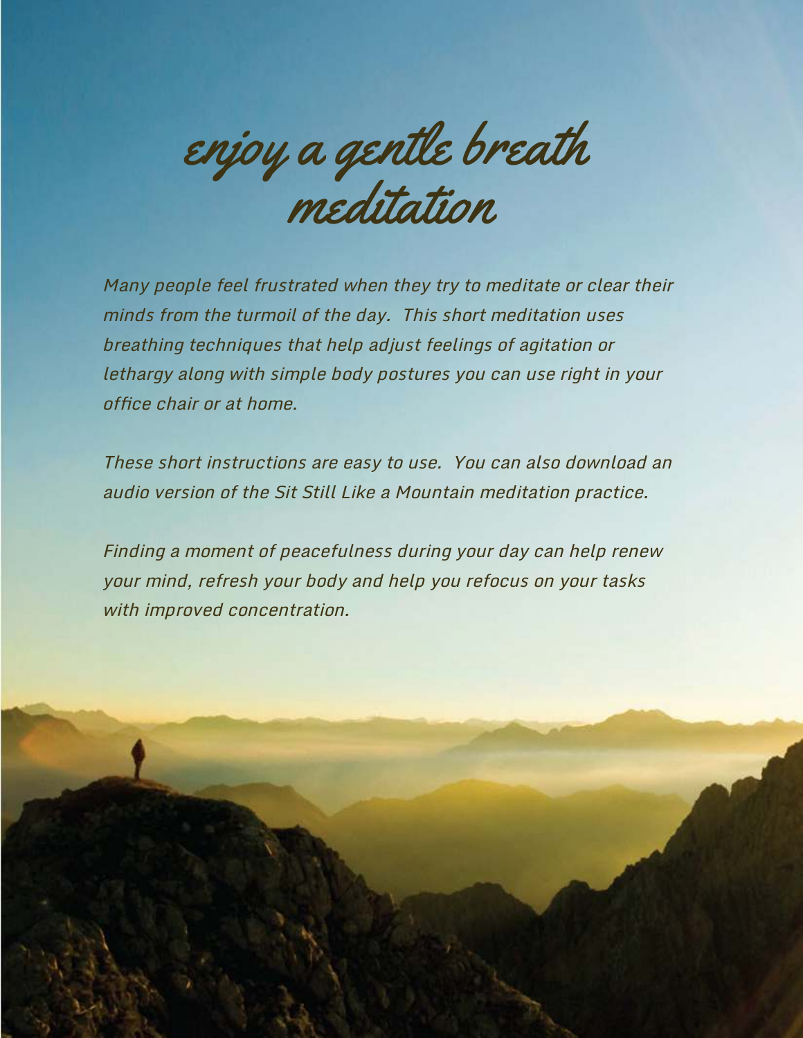# enjoy a gentle breath meditation

*Many people feel frustrated when they try to meditate or clear their minds from the turmoil of the day. This short meditation uses breathing techniques that help adjust feelings of agitation or lethargy along with simple body postures you can use right in your office chair or at home.*

*These short instructions are easy to use. You can also download an audio version of the Sit Still Like a Mountain meditation practice.*

*Finding a moment of peacefulness during your day can help renew your mind, refresh your body and help you refocus on your tasks with improved concentration.*